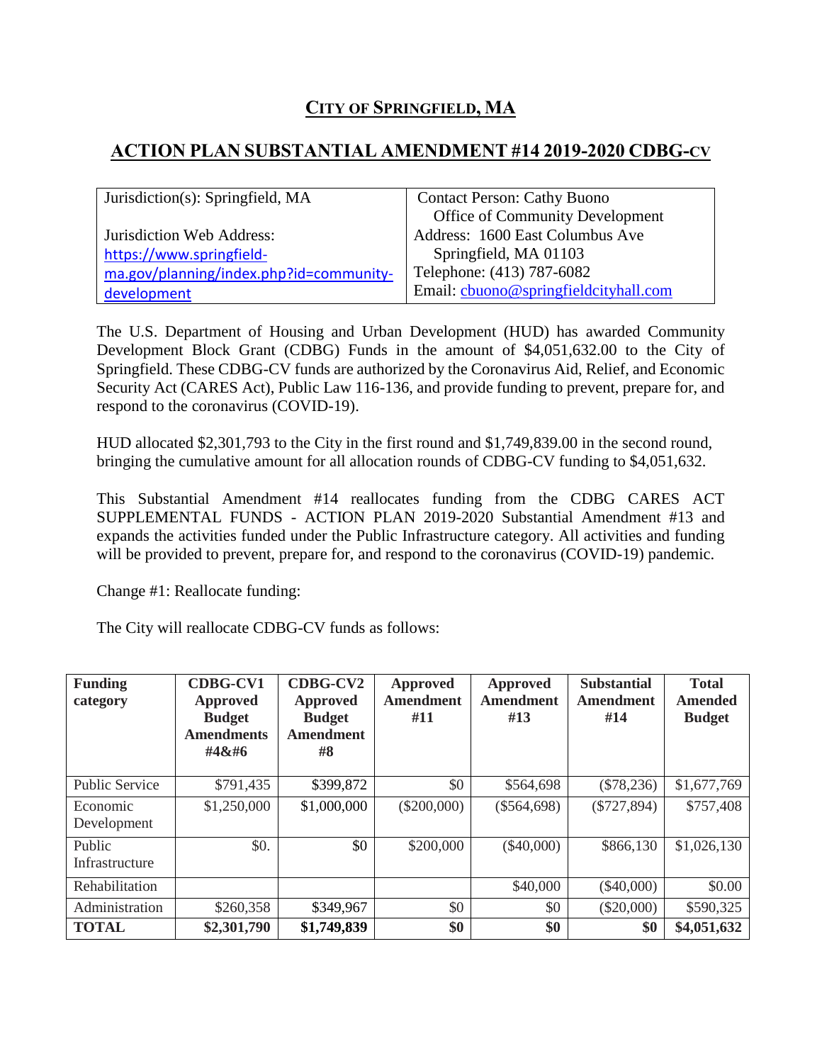# CITY OF SPRINGFIELD, MA

## ACTION PLAN SUBSTANTIAL AMENDMENT #14 2019-2020 CDBG-CV

| Jurisdiction(s): Springfield, MA | Contact Person: Cathy Buono<br>Office of Community Development |
|---|---|
| Jurisdiction Web Address:<br>https://www.springfield-ma.gov/planning/index.php?id=community-development | Address: 1600 East Columbus Ave<br>Springfield, MA 01103<br>Telephone: (413) 787-6082<br>Email: cbuono@springfieldcityhall.com |

The U.S. Department of Housing and Urban Development (HUD) has awarded Community Development Block Grant (CDBG) Funds in the amount of $4,051,632.00 to the City of Springfield. These CDBG-CV funds are authorized by the Coronavirus Aid, Relief, and Economic Security Act (CARES Act), Public Law 116-136, and provide funding to prevent, prepare for, and respond to the coronavirus (COVID-19).

HUD allocated $2,301,793 to the City in the first round and $1,749,839.00 in the second round, bringing the cumulative amount for all allocation rounds of CDBG-CV funding to $4,051,632.

This Substantial Amendment #14 reallocates funding from the CDBG CARES ACT SUPPLEMENTAL FUNDS - ACTION PLAN 2019-2020 Substantial Amendment #13 and expands the activities funded under the Public Infrastructure category. All activities and funding will be provided to prevent, prepare for, and respond to the coronavirus (COVID-19) pandemic.

Change #1: Reallocate funding:

The City will reallocate CDBG-CV funds as follows:

| Funding category | CDBG-CV1 Approved Budget Amendments #4&#6 | CDBG-CV2 Approved Budget Amendment #8 | Approved Amendment #11 | Approved Amendment #13 | Substantial Amendment #14 | Total Amended Budget |
|---|---|---|---|---|---|---|
| Public Service | $791,435 | $399,872 | $0 | $564,698 | ($78,236) | $1,677,769 |
| Economic Development | $1,250,000 | $1,000,000 | ($200,000) | ($564,698) | ($727,894) | $757,408 |
| Public Infrastructure | $0. | $0 | $200,000 | ($40,000) | $866,130 | $1,026,130 |
| Rehabilitation | | | | $40,000 | ($40,000) | $0.00 |
| Administration | $260,358 | $349,967 | $0 | $0 | ($20,000) | $590,325 |
| **TOTAL** | **$2,301,790** | **$1,749,839** | **$0** | **$0** | **$0** | **$4,051,632** |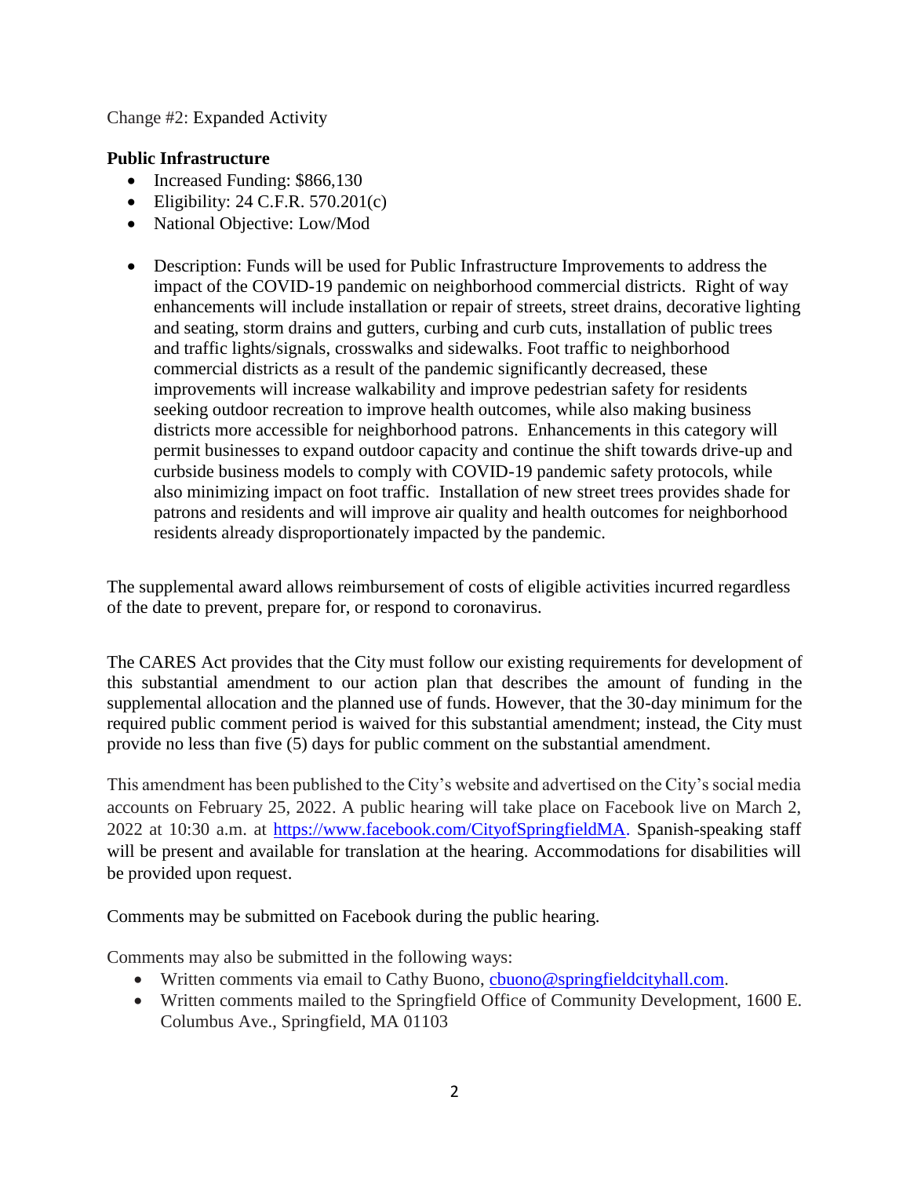Change #2: Expanded Activity

**Public Infrastructure**

- Increased Funding: $866,130
- Eligibility: 24 C.F.R. 570.201(c)
- National Objective: Low/Mod

- Description: Funds will be used for Public Infrastructure Improvements to address the impact of the COVID-19 pandemic on neighborhood commercial districts. Right of way enhancements will include installation or repair of streets, street drains, decorative lighting and seating, storm drains and gutters, curbing and curb cuts, installation of public trees and traffic lights/signals, crosswalks and sidewalks. Foot traffic to neighborhood commercial districts as a result of the pandemic significantly decreased, these improvements will increase walkability and improve pedestrian safety for residents seeking outdoor recreation to improve health outcomes, while also making business districts more accessible for neighborhood patrons. Enhancements in this category will permit businesses to expand outdoor capacity and continue the shift towards drive-up and curbside business models to comply with COVID-19 pandemic safety protocols, while also minimizing impact on foot traffic. Installation of new street trees provides shade for patrons and residents and will improve air quality and health outcomes for neighborhood residents already disproportionately impacted by the pandemic.

The supplemental award allows reimbursement of costs of eligible activities incurred regardless of the date to prevent, prepare for, or respond to coronavirus.

The CARES Act provides that the City must follow our existing requirements for development of this substantial amendment to our action plan that describes the amount of funding in the supplemental allocation and the planned use of funds. However, that the 30-day minimum for the required public comment period is waived for this substantial amendment; instead, the City must provide no less than five (5) days for public comment on the substantial amendment.

This amendment has been published to the City's website and advertised on the City's social media accounts on February 25, 2022. A public hearing will take place on Facebook live on March 2, 2022 at 10:30 a.m. at https://www.facebook.com/CityofSpringfieldMA. Spanish-speaking staff will be present and available for translation at the hearing. Accommodations for disabilities will be provided upon request.

Comments may be submitted on Facebook during the public hearing.

Comments may also be submitted in the following ways:

- Written comments via email to Cathy Buono, cbuono@springfieldcityhall.com.
- Written comments mailed to the Springfield Office of Community Development, 1600 E. Columbus Ave., Springfield, MA 01103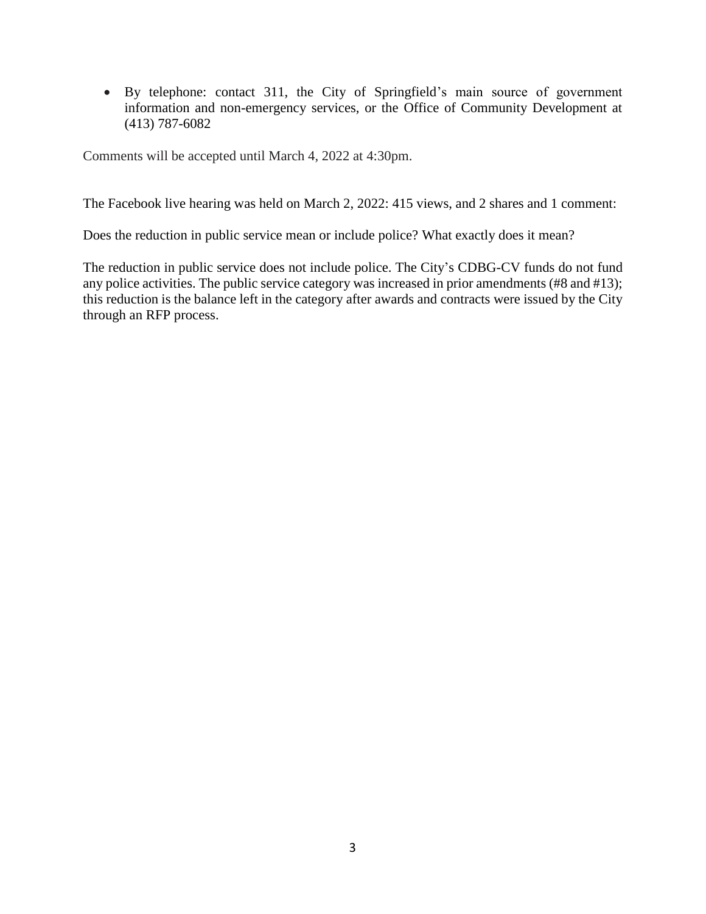- By telephone: contact 311, the City of Springfield's main source of government information and non-emergency services, or the Office of Community Development at (413) 787-6082

Comments will be accepted until March 4, 2022 at 4:30pm.

The Facebook live hearing was held on March 2, 2022: 415 views, and 2 shares and 1 comment:

Does the reduction in public service mean or include police? What exactly does it mean?

The reduction in public service does not include police. The City's CDBG-CV funds do not fund any police activities. The public service category was increased in prior amendments (#8 and #13); this reduction is the balance left in the category after awards and contracts were issued by the City through an RFP process.